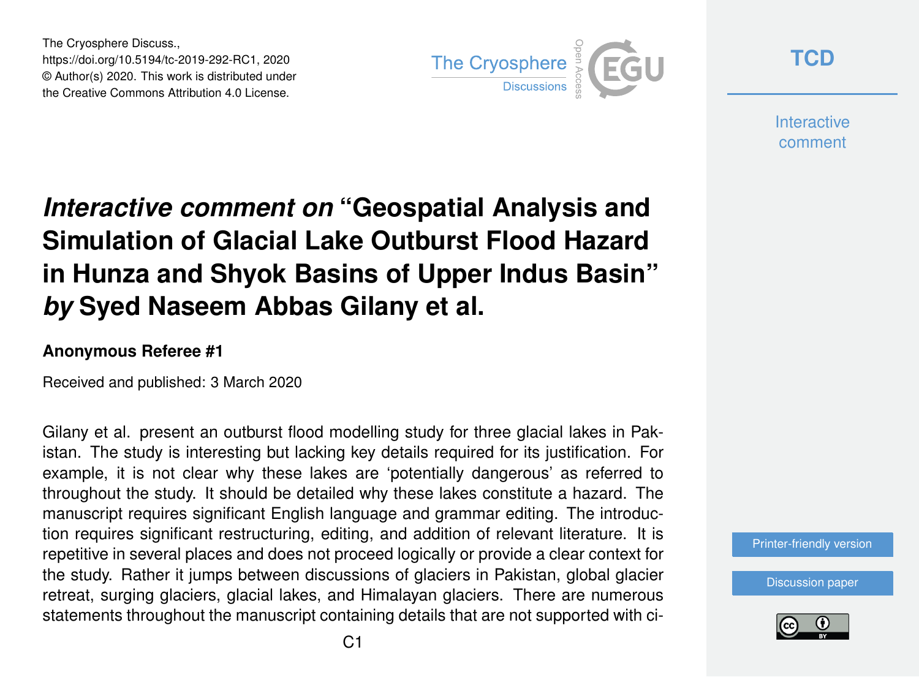The Cryosphere Discuss.,
https://doi.org/10.5194/tc-2019-292-RC1, 2020
© Author(s) 2020. This work is distributed under
the Creative Commons Attribution 4.0 License.

# *Interactive comment on* "Geospatial Analysis and Simulation of Glacial Lake Outburst Flood Hazard in Hunza and Shyok Basins of Upper Indus Basin" *by* Syed Naseem Abbas Gilany et al.

**Anonymous Referee #1**

Received and published: 3 March 2020

Gilany et al. present an outburst flood modelling study for three glacial lakes in Pakistan. The study is interesting but lacking key details required for its justification. For example, it is not clear why these lakes are 'potentially dangerous' as referred to throughout the study. It should be detailed why these lakes constitute a hazard. The manuscript requires significant English language and grammar editing. The introduction requires significant restructuring, editing, and addition of relevant literature. It is repetitive in several places and does not proceed logically or provide a clear context for the study. Rather it jumps between discussions of glaciers in Pakistan, global glacier retreat, surging glaciers, glacial lakes, and Himalayan glaciers. There are numerous statements throughout the manuscript containing details that are not supported with ci-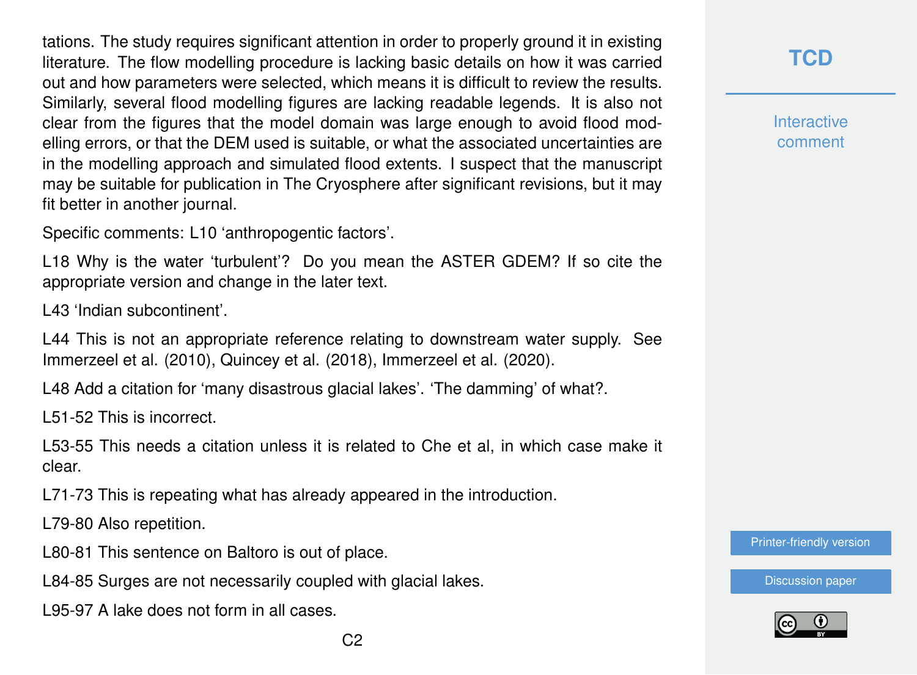tations. The study requires significant attention in order to properly ground it in existing literature. The flow modelling procedure is lacking basic details on how it was carried out and how parameters were selected, which means it is difficult to review the results. Similarly, several flood modelling figures are lacking readable legends. It is also not clear from the figures that the model domain was large enough to avoid flood modelling errors, or that the DEM used is suitable, or what the associated uncertainties are in the modelling approach and simulated flood extents. I suspect that the manuscript may be suitable for publication in The Cryosphere after significant revisions, but it may fit better in another journal.

Specific comments: L10 'anthropogentic factors'.

L18 Why is the water 'turbulent'? Do you mean the ASTER GDEM? If so cite the appropriate version and change in the later text.

L43 'Indian subcontinent'.

L44 This is not an appropriate reference relating to downstream water supply. See Immerzeel et al. (2010), Quincey et al. (2018), Immerzeel et al. (2020).

L48 Add a citation for 'many disastrous glacial lakes'. 'The damming' of what?.

L51-52 This is incorrect.

L53-55 This needs a citation unless it is related to Che et al, in which case make it clear.

L71-73 This is repeating what has already appeared in the introduction.

L79-80 Also repetition.

L80-81 This sentence on Baltoro is out of place.

L84-85 Surges are not necessarily coupled with glacial lakes.

L95-97 A lake does not form in all cases.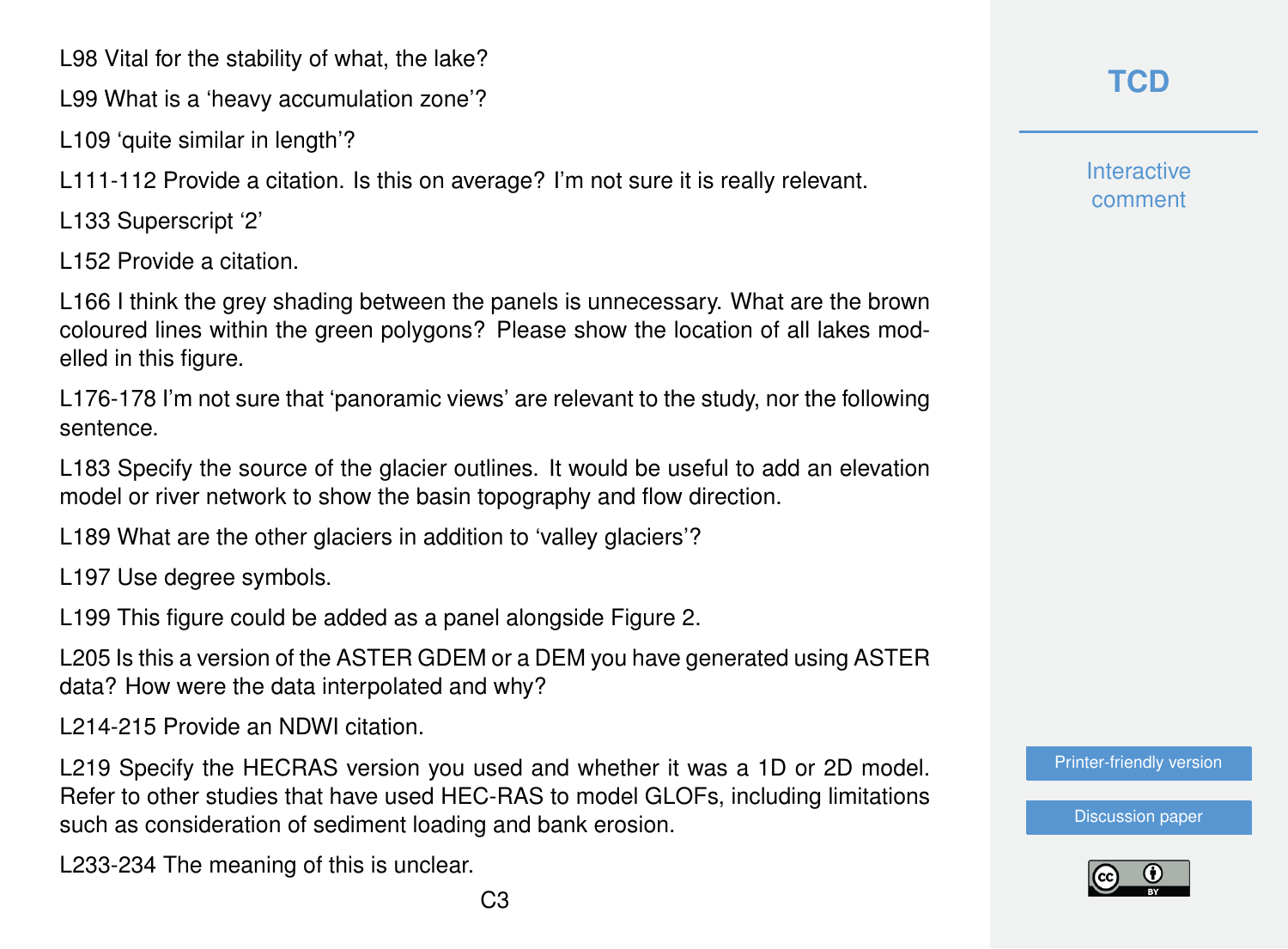L98 Vital for the stability of what, the lake?

L99 What is a 'heavy accumulation zone'?

L109 'quite similar in length'?

L111-112 Provide a citation. Is this on average? I'm not sure it is really relevant.

L133 Superscript '2'

L152 Provide a citation.

L166 I think the grey shading between the panels is unnecessary. What are the brown coloured lines within the green polygons? Please show the location of all lakes modelled in this figure.

L176-178 I'm not sure that 'panoramic views' are relevant to the study, nor the following sentence.

L183 Specify the source of the glacier outlines. It would be useful to add an elevation model or river network to show the basin topography and flow direction.

L189 What are the other glaciers in addition to 'valley glaciers'?

L197 Use degree symbols.

L199 This figure could be added as a panel alongside Figure 2.

L205 Is this a version of the ASTER GDEM or a DEM you have generated using ASTER data? How were the data interpolated and why?

L214-215 Provide an NDWI citation.

L219 Specify the HECRAS version you used and whether it was a 1D or 2D model. Refer to other studies that have used HEC-RAS to model GLOFs, including limitations such as consideration of sediment loading and bank erosion.

L233-234 The meaning of this is unclear.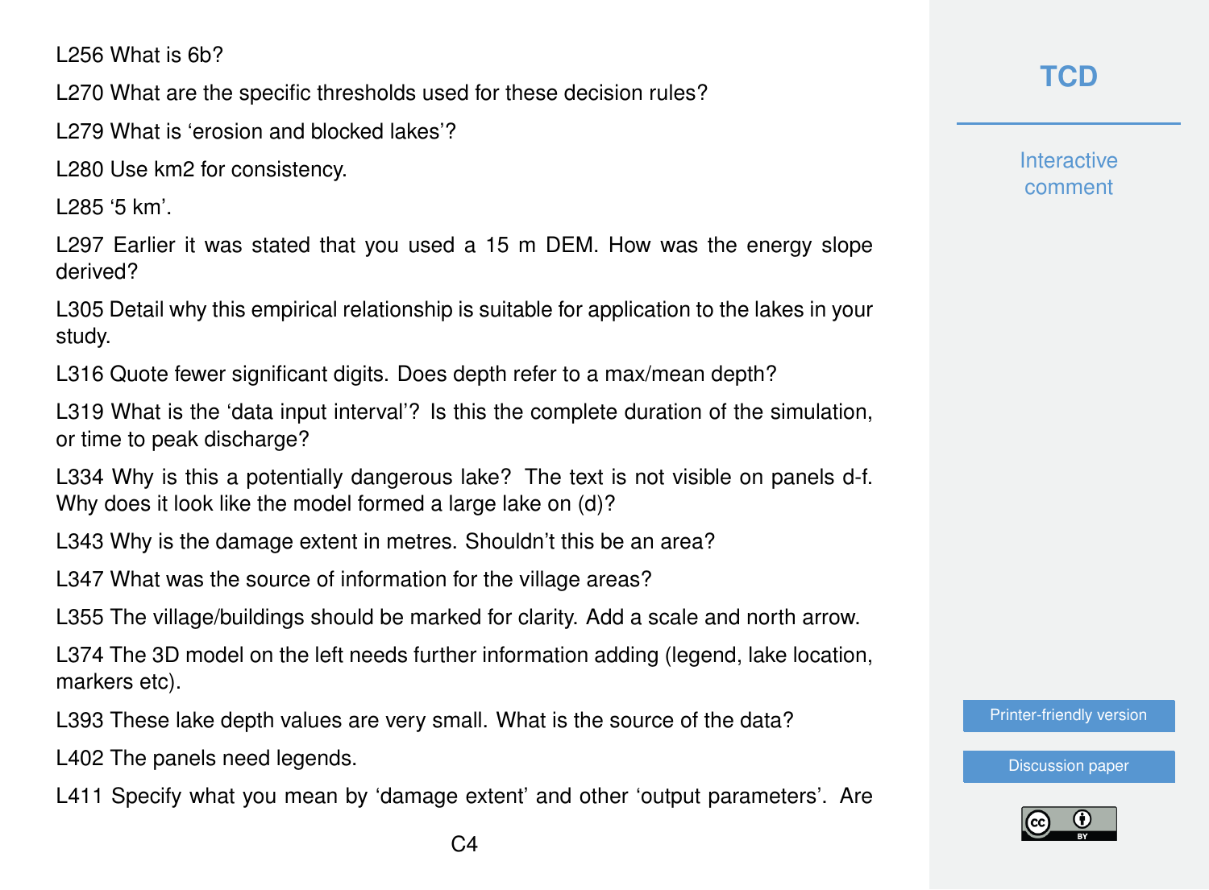L256 What is 6b?

L270 What are the specific thresholds used for these decision rules?

L279 What is 'erosion and blocked lakes'?

L280 Use km2 for consistency.

L285 '5 km'.

L297 Earlier it was stated that you used a 15 m DEM. How was the energy slope derived?

L305 Detail why this empirical relationship is suitable for application to the lakes in your study.

L316 Quote fewer significant digits. Does depth refer to a max/mean depth?

L319 What is the 'data input interval'? Is this the complete duration of the simulation, or time to peak discharge?

L334 Why is this a potentially dangerous lake? The text is not visible on panels d-f. Why does it look like the model formed a large lake on (d)?

L343 Why is the damage extent in metres. Shouldn't this be an area?

L347 What was the source of information for the village areas?

L355 The village/buildings should be marked for clarity. Add a scale and north arrow.

L374 The 3D model on the left needs further information adding (legend, lake location, markers etc).

L393 These lake depth values are very small. What is the source of the data?

L402 The panels need legends.

L411 Specify what you mean by 'damage extent' and other 'output parameters'. Are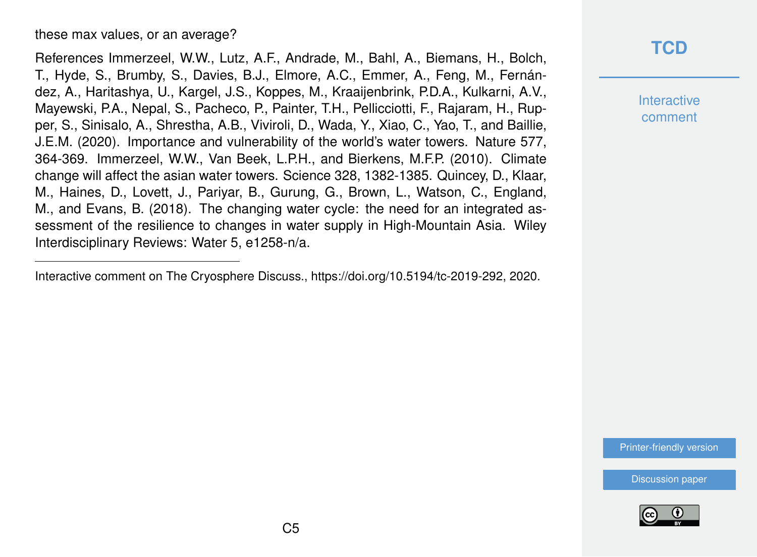these max values, or an average?

References Immerzeel, W.W., Lutz, A.F., Andrade, M., Bahl, A., Biemans, H., Bolch, T., Hyde, S., Brumby, S., Davies, B.J., Elmore, A.C., Emmer, A., Feng, M., Fernández, A., Haritashya, U., Kargel, J.S., Koppes, M., Kraaijenbrink, P.D.A., Kulkarni, A.V., Mayewski, P.A., Nepal, S., Pacheco, P., Painter, T.H., Pellicciotti, F., Rajaram, H., Rupper, S., Sinisalo, A., Shrestha, A.B., Viviroli, D., Wada, Y., Xiao, C., Yao, T., and Baillie, J.E.M. (2020). Importance and vulnerability of the world's water towers. Nature 577, 364-369. Immerzeel, W.W., Van Beek, L.P.H., and Bierkens, M.F.P. (2010). Climate change will affect the asian water towers. Science 328, 1382-1385. Quincey, D., Klaar, M., Haines, D., Lovett, J., Pariyar, B., Gurung, G., Brown, L., Watson, C., England, M., and Evans, B. (2018). The changing water cycle: the need for an integrated assessment of the resilience to changes in water supply in High-Mountain Asia. Wiley Interdisciplinary Reviews: Water 5, e1258-n/a.

---

Interactive comment on The Cryosphere Discuss., https://doi.org/10.5194/tc-2019-292, 2020.